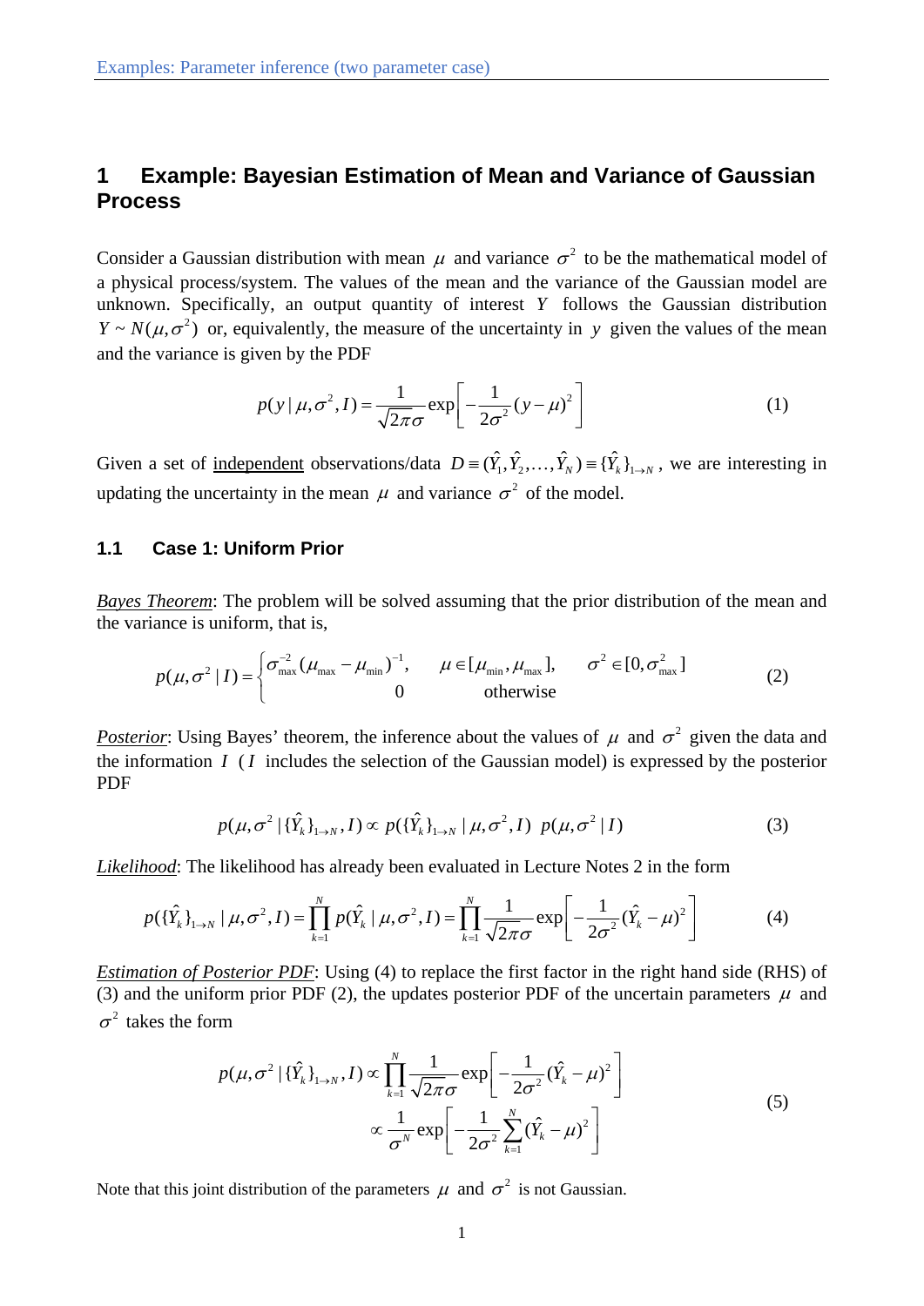# 1 Example: Bayesian Estimation of Mean and Variance of Gaussian Process

Consider a Gaussian distribution with mean $\mu$ and variance $\sigma^2$ to be the mathematical model of a physical process/system. The values of the mean and the variance of the Gaussian model are unknown. Specifically, an output quantity of interest $Y$ follows the Gaussian distribution $Y \sim N(\mu, \sigma^2)$ or, equivalently, the measure of the uncertainty in $y$ given the values of the mean and the variance is given by the PDF

$$p(y \mid \mu, \sigma^2, I) = \frac{1}{\sqrt{2\pi}\sigma} \exp\left[ -\frac{1}{2\sigma^2}(y-\mu)^2 \right] \tag{1}$$

Given a set of <u>independent</u> observations/data $D \equiv (\hat{Y}_1, \hat{Y}_2, \ldots, \hat{Y}_N) \equiv \{\hat{Y}_k\}_{1\to N}$, we are interesting in updating the uncertainty in the mean $\mu$ and variance $\sigma^2$ of the model.

## 1.1 Case 1: Uniform Prior

*<u>Bayes Theorem</u>*: The problem will be solved assuming that the prior distribution of the mean and the variance is uniform, that is,

$$p(\mu, \sigma^2 \mid I) = \begin{cases} \sigma_{\max}^{-2} (\mu_{\max} - \mu_{\min})^{-1}, & \mu \in [\mu_{\min}, \mu_{\max}], \quad \sigma^2 \in [0, \sigma_{\max}^2] \\ 0 & \text{otherwise} \end{cases} \tag{2}$$

*<u>Posterior</u>*: Using Bayes' theorem, the inference about the values of $\mu$ and $\sigma^2$ given the data and the information $I$ ($I$ includes the selection of the Gaussian model) is expressed by the posterior PDF

$$p(\mu, \sigma^2 \mid \{\hat{Y}_k\}_{1\to N}, I) \propto p(\{\hat{Y}_k\}_{1\to N} \mid \mu, \sigma^2, I) \;\; p(\mu, \sigma^2 \mid I) \tag{3}$$

*<u>Likelihood</u>*: The likelihood has already been evaluated in Lecture Notes 2 in the form

$$p(\{\hat{Y}_k\}_{1\to N} \mid \mu, \sigma^2, I) = \prod_{k=1}^{N} p(\hat{Y}_k \mid \mu, \sigma^2, I) = \prod_{k=1}^{N} \frac{1}{\sqrt{2\pi}\sigma} \exp\left[ -\frac{1}{2\sigma^2}(\hat{Y}_k - \mu)^2 \right] \tag{4}$$

*<u>Estimation of Posterior PDF</u>*: Using (4) to replace the first factor in the right hand side (RHS) of (3) and the uniform prior PDF (2), the updates posterior PDF of the uncertain parameters $\mu$ and $\sigma^2$ takes the form

$$\begin{aligned} p(\mu, \sigma^2 \mid \{\hat{Y}_k\}_{1\to N}, I) &\propto \prod_{k=1}^{N} \frac{1}{\sqrt{2\pi}\sigma} \exp\left[ -\frac{1}{2\sigma^2}(\hat{Y}_k - \mu)^2 \right] \\ &\propto \frac{1}{\sigma^N} \exp\left[ -\frac{1}{2\sigma^2} \sum_{k=1}^{N} (\hat{Y}_k - \mu)^2 \right] \end{aligned} \tag{5}$$

Note that this joint distribution of the parameters $\mu$ and $\sigma^2$ is not Gaussian.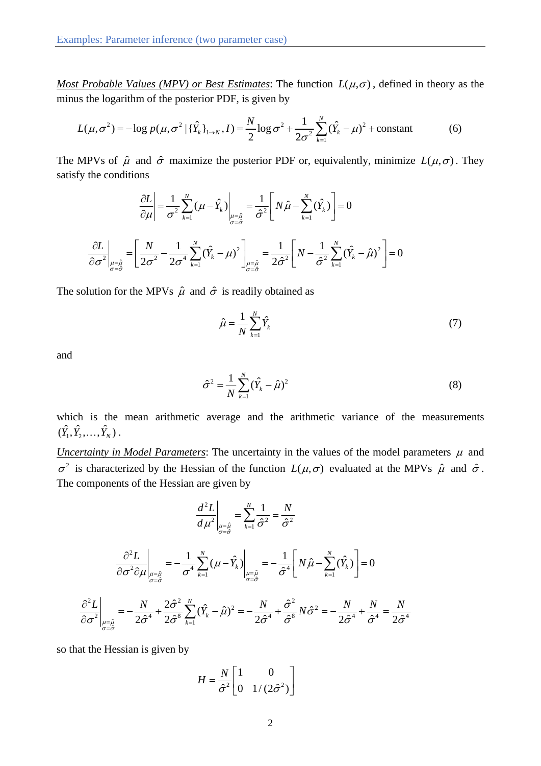*Most Probable Values (MPV) or Best Estimates*: The function $L(\mu,\sigma)$, defined in theory as the minus the logarithm of the posterior PDF, is given by

$$L(\mu,\sigma^2) = -\log p(\mu,\sigma^2 \mid \{\hat{Y}_k\}_{1\to N}, I) = \frac{N}{2}\log\sigma^2 + \frac{1}{2\sigma^2}\sum_{k=1}^{N}(\hat{Y}_k - \mu)^2 + \text{constant} \tag{6}$$

The MPVs of $\hat{\mu}$ and $\hat{\sigma}$ maximize the posterior PDF or, equivalently, minimize $L(\mu,\sigma)$. They satisfy the conditions

$$\left.\frac{\partial L}{\partial \mu}\right| = \frac{1}{\sigma^2}\sum_{k=1}^{N}(\mu - \hat{Y}_k)\Bigg|_{\substack{\mu=\hat{\mu}\\ \sigma=\hat{\sigma}}} = \frac{1}{\hat{\sigma}^2}\left[N\hat{\mu} - \sum_{k=1}^{N}(\hat{Y}_k)\right] = 0$$

$$\left.\frac{\partial L}{\partial \sigma^2}\right|_{\substack{\mu=\hat{\mu}\\ \sigma=\hat{\sigma}}} = \left[\frac{N}{2\sigma^2} - \frac{1}{2\sigma^4}\sum_{k=1}^{N}(\hat{Y}_k - \mu)^2\right]_{\substack{\mu=\hat{\mu}\\ \sigma=\hat{\sigma}}} = \frac{1}{2\hat{\sigma}^2}\left[N - \frac{1}{\hat{\sigma}^2}\sum_{k=1}^{N}(\hat{Y}_k - \hat{\mu})^2\right] = 0$$

The solution for the MPVs $\hat{\mu}$ and $\hat{\sigma}$ is readily obtained as

$$\hat{\mu} = \frac{1}{N}\sum_{k=1}^{N}\hat{Y}_k \tag{7}$$

and

$$\hat{\sigma}^2 = \frac{1}{N}\sum_{k=1}^{N}(\hat{Y}_k - \hat{\mu})^2 \tag{8}$$

which is the mean arithmetic average and the arithmetic variance of the measurements $(\hat{Y}_1, \hat{Y}_2, \ldots, \hat{Y}_N)$.

*Uncertainty in Model Parameters*: The uncertainty in the values of the model parameters $\mu$ and $\sigma^2$ is characterized by the Hessian of the function $L(\mu,\sigma)$ evaluated at the MPVs $\hat{\mu}$ and $\hat{\sigma}$. The components of the Hessian are given by

$$\left.\frac{d^2 L}{d\mu^2}\right|_{\substack{\mu=\hat{\mu}\\ \sigma=\hat{\sigma}}} = \sum_{k=1}^{N}\frac{1}{\hat{\sigma}^2} = \frac{N}{\hat{\sigma}^2}$$

$$\left.\frac{\partial^2 L}{\partial\sigma^2 \partial\mu}\right|_{\substack{\mu=\hat{\mu}\\ \sigma=\hat{\sigma}}} = -\frac{1}{\sigma^4}\sum_{k=1}^{N}(\mu - \hat{Y}_k)\Bigg|_{\substack{\mu=\hat{\mu}\\ \sigma=\hat{\sigma}}} = -\frac{1}{\hat{\sigma}^4}\left[N\hat{\mu} - \sum_{k=1}^{N}(\hat{Y}_k)\right] = 0$$

$$\left.\frac{\partial^2 L}{\partial\sigma^2}\right|_{\substack{\mu=\hat{\mu}\\ \sigma=\hat{\sigma}}} = -\frac{N}{2\hat{\sigma}^4} + \frac{2\hat{\sigma}^2}{2\hat{\sigma}^8}\sum_{k=1}^{N}(\hat{Y}_k - \hat{\mu})^2 = -\frac{N}{2\hat{\sigma}^4} + \frac{\hat{\sigma}^2}{\hat{\sigma}^8}N\hat{\sigma}^2 = -\frac{N}{2\hat{\sigma}^4} + \frac{N}{\hat{\sigma}^4} = \frac{N}{2\hat{\sigma}^4}$$

so that the Hessian is given by

$$H = \frac{N}{\hat{\sigma}^2}\begin{bmatrix} 1 & 0 \\ 0 & 1/(2\hat{\sigma}^2) \end{bmatrix}$$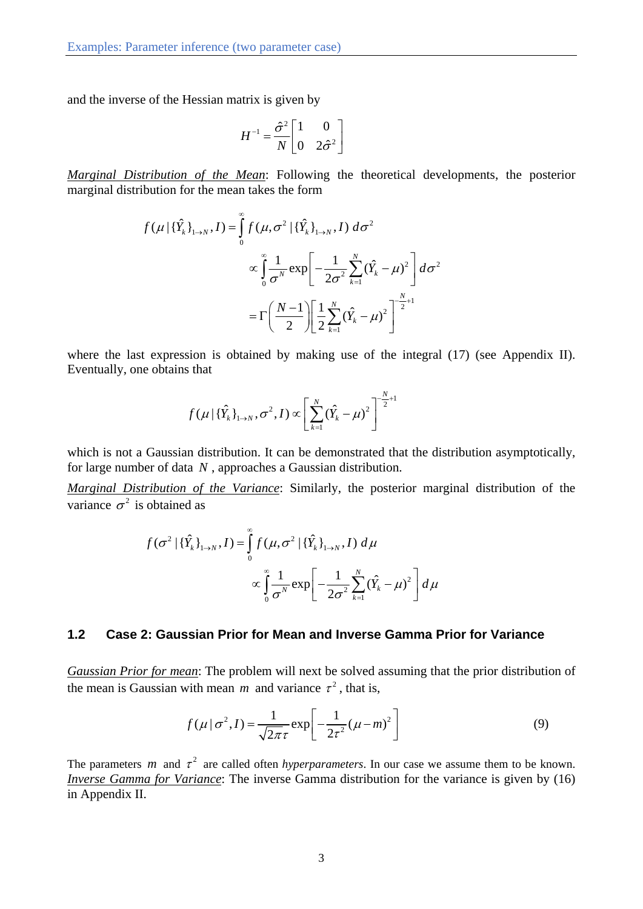and the inverse of the Hessian matrix is given by

$$H^{-1} = \frac{\hat{\sigma}^2}{N}\begin{bmatrix} 1 & 0 \\ 0 & 2\hat{\sigma}^2 \end{bmatrix}$$

*Marginal Distribution of the Mean*: Following the theoretical developments, the posterior marginal distribution for the mean takes the form

$$\begin{aligned} f(\mu \,|\, \{\hat{Y}_k\}_{1\to N}, I) &= \int_0^\infty f(\mu, \sigma^2 \,|\, \{\hat{Y}_k\}_{1\to N}, I)\; d\sigma^2 \\ &\propto \int_0^\infty \frac{1}{\sigma^N} \exp\left[ -\frac{1}{2\sigma^2} \sum_{k=1}^{N} (\hat{Y}_k - \mu)^2 \right] d\sigma^2 \\ &= \Gamma\left( \frac{N-1}{2} \right) \left[ \frac{1}{2} \sum_{k=1}^{N} (\hat{Y}_k - \mu)^2 \right]^{-\frac{N}{2}+1} \end{aligned}$$

where the last expression is obtained by making use of the integral (17) (see Appendix II). Eventually, one obtains that

$$f(\mu \,|\, \{\hat{Y}_k\}_{1\to N}, \sigma^2, I) \propto \left[ \sum_{k=1}^{N} (\hat{Y}_k - \mu)^2 \right]^{-\frac{N}{2}+1}$$

which is not a Gaussian distribution. It can be demonstrated that the distribution asymptotically, for large number of data $N$, approaches a Gaussian distribution.

*Marginal Distribution of the Variance*: Similarly, the posterior marginal distribution of the variance $\sigma^2$ is obtained as

$$\begin{aligned} f(\sigma^2 \,|\, \{\hat{Y}_k\}_{1\to N}, I) &= \int_0^\infty f(\mu, \sigma^2 \,|\, \{\hat{Y}_k\}_{1\to N}, I)\; d\mu \\ &\propto \int_0^\infty \frac{1}{\sigma^N} \exp\left[ -\frac{1}{2\sigma^2} \sum_{k=1}^{N} (\hat{Y}_k - \mu)^2 \right] d\mu \end{aligned}$$

## 1.2 Case 2: Gaussian Prior for Mean and Inverse Gamma Prior for Variance

*Gaussian Prior for mean*: The problem will next be solved assuming that the prior distribution of the mean is Gaussian with mean $m$ and variance $\tau^2$, that is,

$$f(\mu \,|\, \sigma^2, I) = \frac{1}{\sqrt{2\pi}\tau} \exp\left[ -\frac{1}{2\tau^2} (\mu - m)^2 \right] \tag{9}$$

The parameters $m$ and $\tau^2$ are called often *hyperparameters*. In our case we assume them to be known.
*Inverse Gamma for Variance*: The inverse Gamma distribution for the variance is given by (16) in Appendix II.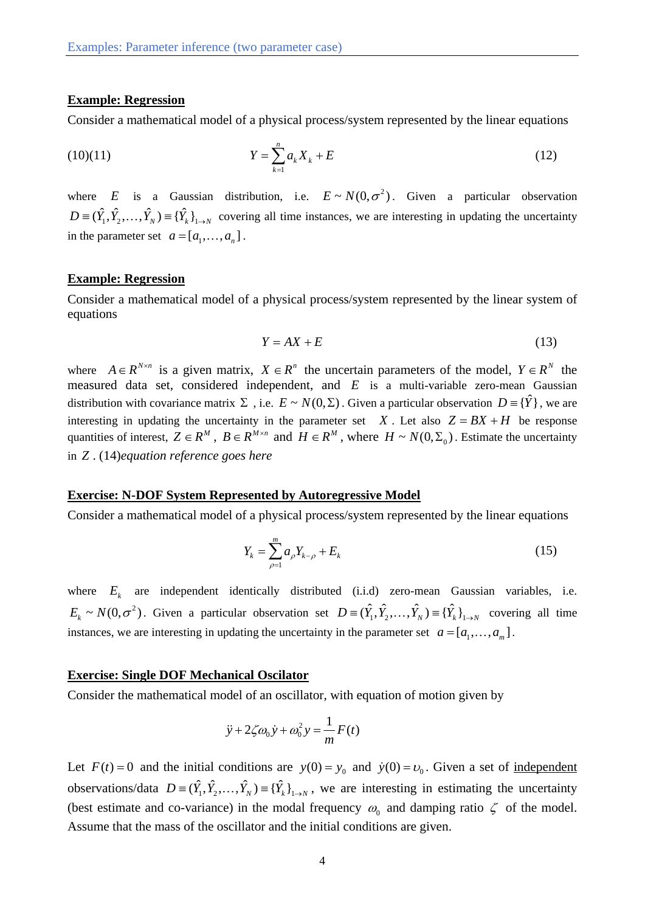**Example: Regression**

Consider a mathematical model of a physical process/system represented by the linear equations

(10)(11)
$$Y = \sum_{k=1}^{n} a_k X_k + E \tag{12}$$

where $E$ is a Gaussian distribution, i.e. $E \sim N(0, \sigma^2)$. Given a particular observation $D \equiv (\hat{Y}_1, \hat{Y}_2, \ldots, \hat{Y}_N) \equiv \{\hat{Y}_k\}_{1 \to N}$ covering all time instances, we are interesting in updating the uncertainty in the parameter set $a = [a_1, \ldots, a_n]$.

**Example: Regression**

Consider a mathematical model of a physical process/system represented by the linear system of equations

$$Y = AX + E \tag{13}$$

where $A \in R^{N \times n}$ is a given matrix, $X \in R^n$ the uncertain parameters of the model, $Y \in R^N$ the measured data set, considered independent, and $E$ is a multi-variable zero-mean Gaussian distribution with covariance matrix $\Sigma$ , i.e. $E \sim N(0, \Sigma)$. Given a particular observation $D \equiv \{\hat{Y}\}$, we are interesting in updating the uncertainty in the parameter set $X$. Let also $Z = BX + H$ be response quantities of interest, $Z \in R^M$, $B \in R^{M \times n}$ and $H \in R^M$, where $H \sim N(0, \Sigma_0)$. Estimate the uncertainty in $Z$. (14)*equation reference goes here*

**Exercise: N-DOF System Represented by Autoregressive Model**

Consider a mathematical model of a physical process/system represented by the linear equations

$$Y_k = \sum_{\rho=1}^{m} a_\rho Y_{k-\rho} + E_k \tag{15}$$

where $E_k$ are independent identically distributed (i.i.d) zero-mean Gaussian variables, i.e. $E_k \sim N(0, \sigma^2)$. Given a particular observation set $D \equiv (\hat{Y}_1, \hat{Y}_2, \ldots, \hat{Y}_N) \equiv \{\hat{Y}_k\}_{1 \to N}$ covering all time instances, we are interesting in updating the uncertainty in the parameter set $a = [a_1, \ldots, a_m]$.

**Exercise: Single DOF Mechanical Oscilator**

Consider the mathematical model of an oscillator, with equation of motion given by

$$\ddot{y} + 2\zeta\omega_0\dot{y} + \omega_0^2 y = \frac{1}{m}F(t)$$

Let $F(t) = 0$ and the initial conditions are $y(0) = y_0$ and $\dot{y}(0) = \upsilon_0$. Given a set of independent observations/data $D \equiv (\hat{Y}_1, \hat{Y}_2, \ldots, \hat{Y}_N) \equiv \{\hat{Y}_k\}_{1 \to N}$, we are interesting in estimating the uncertainty (best estimate and co-variance) in the modal frequency $\omega_0$ and damping ratio $\zeta$ of the model. Assume that the mass of the oscillator and the initial conditions are given.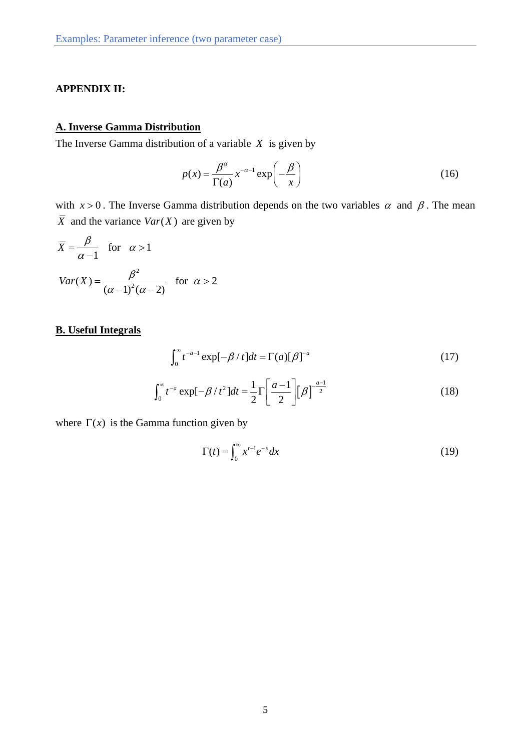## APPENDIX II:

### A. Inverse Gamma Distribution

The Inverse Gamma distribution of a variable $X$ is given by

$$p(x) = \frac{\beta^{\alpha}}{\Gamma(a)} x^{-\alpha-1} \exp\left(-\frac{\beta}{x}\right) \tag{16}$$

with $x > 0$. The Inverse Gamma distribution depends on the two variables $\alpha$ and $\beta$. The mean $\bar{X}$ and the variance $Var(X)$ are given by

$$\bar{X} = \frac{\beta}{\alpha - 1} \quad \text{for} \quad \alpha > 1$$

$$Var(X) = \frac{\beta^2}{(\alpha-1)^2(\alpha-2)} \quad \text{for} \quad \alpha > 2$$

### B. Useful Integrals

$$\int_0^{\infty} t^{-a-1} \exp[-\beta / t] dt = \Gamma(a)[\beta]^{-a} \tag{17}$$

$$\int_0^{\infty} t^{-a} \exp[-\beta / t^2] dt = \frac{1}{2}\Gamma\left[\frac{a-1}{2}\right][\beta]^{-\frac{a-1}{2}} \tag{18}$$

where $\Gamma(x)$ is the Gamma function given by

$$\Gamma(t) = \int_0^{\infty} x^{t-1} e^{-x} dx \tag{19}$$